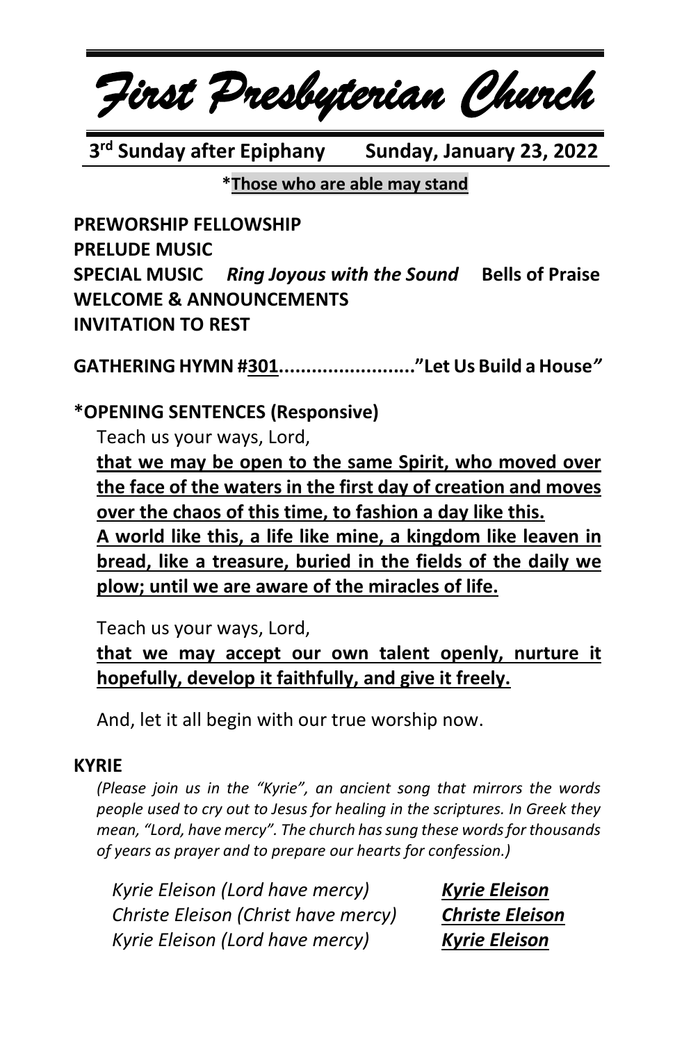# *First Presbyterian Church*

**3rd Sunday after Epiphany    Sunday, January 23, 2022**

***Those who are able may stand**

**PREWORSHIP FELLOWSHIP**
**PRELUDE MUSIC**
**SPECIAL MUSIC** ***Ring Joyous with the Sound*** **Bells of Praise**
**WELCOME & ANNOUNCEMENTS**
**INVITATION TO REST**

**GATHERING HYMN #301........................."Let Us Build a House"**

**\*OPENING SENTENCES (Responsive)**

Teach us your ways, Lord,

**that we may be open to the same Spirit, who moved over the face of the waters in the first day of creation and moves over the chaos of this time, to fashion a day like this.**
**A world like this, a life like mine, a kingdom like leaven in bread, like a treasure, buried in the fields of the daily we plow; until we are aware of the miracles of life.**

Teach us your ways, Lord,

**that we may accept our own talent openly, nurture it hopefully, develop it faithfully, and give it freely.**

And, let it all begin with our true worship now.

**KYRIE**

*(Please join us in the "Kyrie", an ancient song that mirrors the words people used to cry out to Jesus for healing in the scriptures. In Greek they mean, "Lord, have mercy". The church has sung these words for thousands of years as prayer and to prepare our hearts for confession.)*

*Kyrie Eleison (Lord have mercy)*    ***Kyrie Eleison***
*Christe Eleison (Christ have mercy)*    ***Christe Eleison***
*Kyrie Eleison (Lord have mercy)*    ***Kyrie Eleison***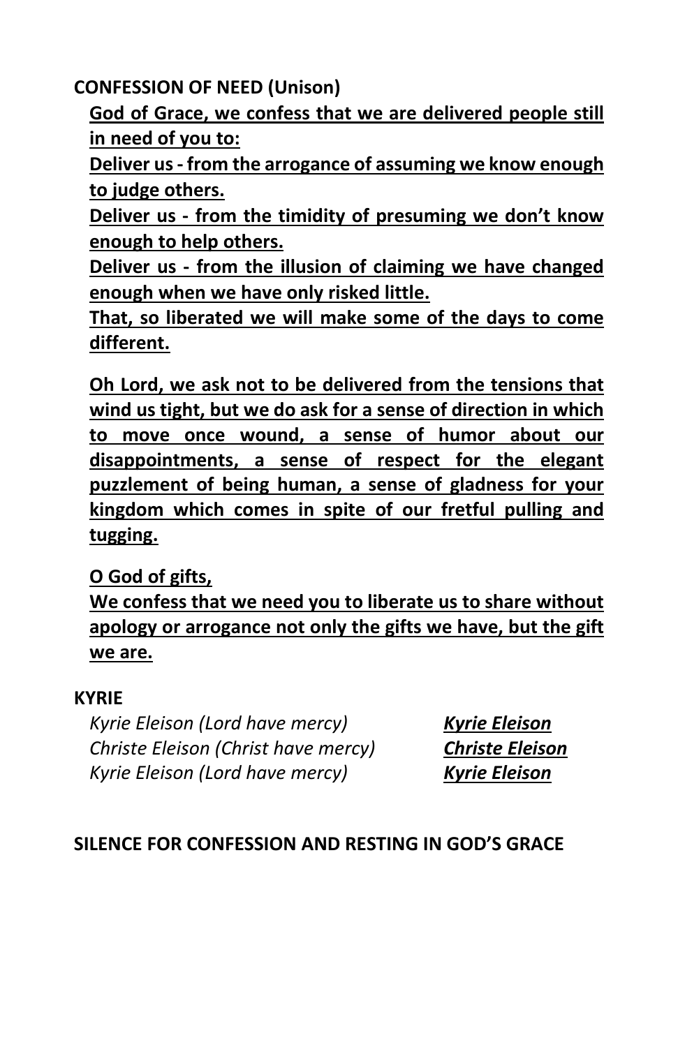**CONFESSION OF NEED (Unison)**

**God of Grace, we confess that we are delivered people still in need of you to:**

**Deliver us - from the arrogance of assuming we know enough to judge others.**

**Deliver us - from the timidity of presuming we don't know enough to help others.**

**Deliver us - from the illusion of claiming we have changed enough when we have only risked little.**

**That, so liberated we will make some of the days to come different.**

**Oh Lord, we ask not to be delivered from the tensions that wind us tight, but we do ask for a sense of direction in which to move once wound, a sense of humor about our disappointments, a sense of respect for the elegant puzzlement of being human, a sense of gladness for your kingdom which comes in spite of our fretful pulling and tugging.**

**O God of gifts,**

**We confess that we need you to liberate us to share without apology or arrogance not only the gifts we have, but the gift we are.**

**KYRIE**

*Kyrie Eleison (Lord have mercy)* ***Kyrie Eleison***

*Christe Eleison (Christ have mercy)* ***Christe Eleison***

*Kyrie Eleison (Lord have mercy)* ***Kyrie Eleison***

**SILENCE FOR CONFESSION AND RESTING IN GOD'S GRACE**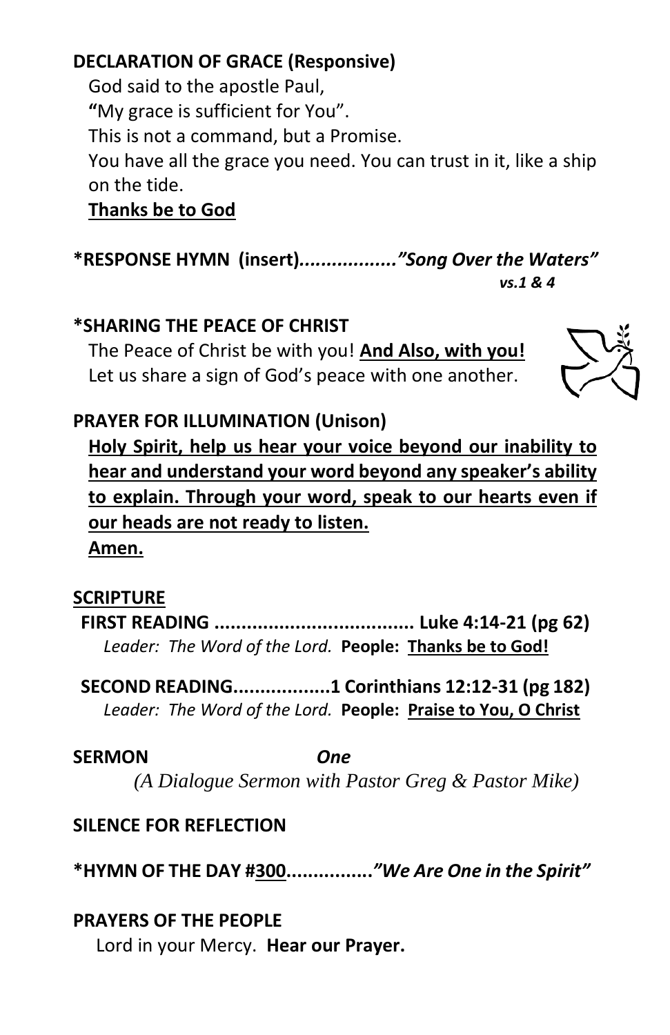**DECLARATION OF GRACE (Responsive)**

God said to the apostle Paul,
**"**My grace is sufficient for You".
This is not a command, but a Promise.
You have all the grace you need. You can trust in it, like a ship on the tide.
**Thanks be to God**

**\*RESPONSE HYMN (insert)..................*"Song Over the Waters"***
***vs.1 & 4***

**\*SHARING THE PEACE OF CHRIST**

The Peace of Christ be with you! **And Also, with you!**
Let us share a sign of God's peace with one another.

**PRAYER FOR ILLUMINATION (Unison)**

**Holy Spirit, help us hear your voice beyond our inability to hear and understand your word beyond any speaker's ability to explain. Through your word, speak to our hearts even if our heads are not ready to listen.**
**Amen.**

**SCRIPTURE**

**FIRST READING ..................................... Luke 4:14-21 (pg 62)**
*Leader: The Word of the Lord.* **People: Thanks be to God!**

**SECOND READING..................1 Corinthians 12:12-31 (pg 182)**
*Leader: The Word of the Lord.* **People: Praise to You, O Christ**

**SERMON** ***One***
*(A Dialogue Sermon with Pastor Greg & Pastor Mike)*

**SILENCE FOR REFLECTION**

**\*HYMN OF THE DAY #300................*"We Are One in the Spirit"***

**PRAYERS OF THE PEOPLE**

Lord in your Mercy. **Hear our Prayer.**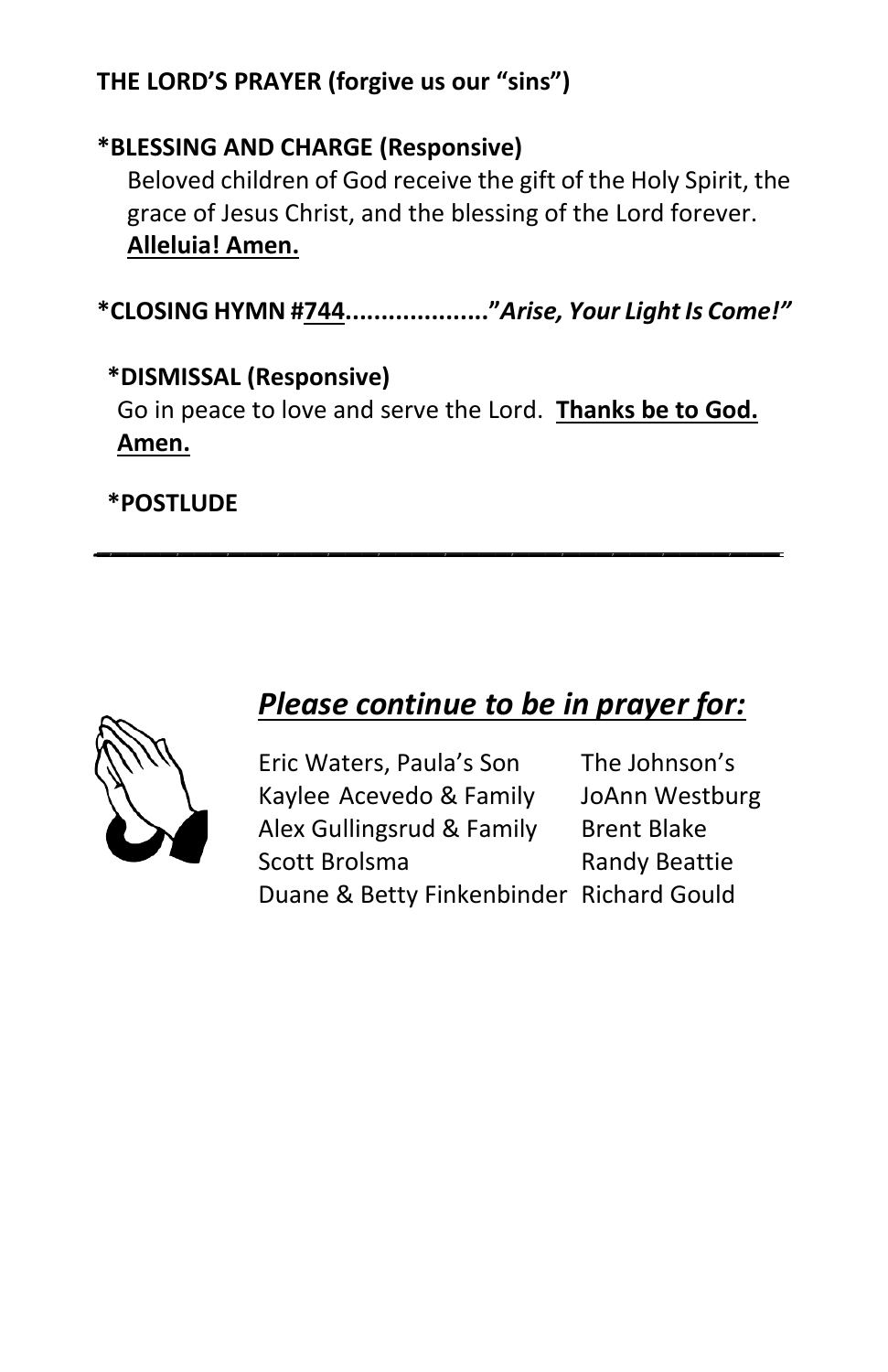**THE LORD'S PRAYER (forgive us our "sins")**

**\*BLESSING AND CHARGE (Responsive)**

Beloved children of God receive the gift of the Holy Spirit, the grace of Jesus Christ, and the blessing of the Lord forever. **Alleluia! Amen.**

**\*CLOSING HYMN #744...................."*Arise, Your Light Is Come!*"**

**\*DISMISSAL (Responsive)**

Go in peace to love and serve the Lord. **Thanks be to God. Amen.**

**\*POSTLUDE**

---

## ***Please continue to be in prayer for:***

Eric Waters, Paula's Son
Kaylee Acevedo & Family
Alex Gullingsrud & Family
Scott Brolsma
Duane & Betty Finkenbinder
The Johnson's
JoAnn Westburg
Brent Blake
Randy Beattie
Richard Gould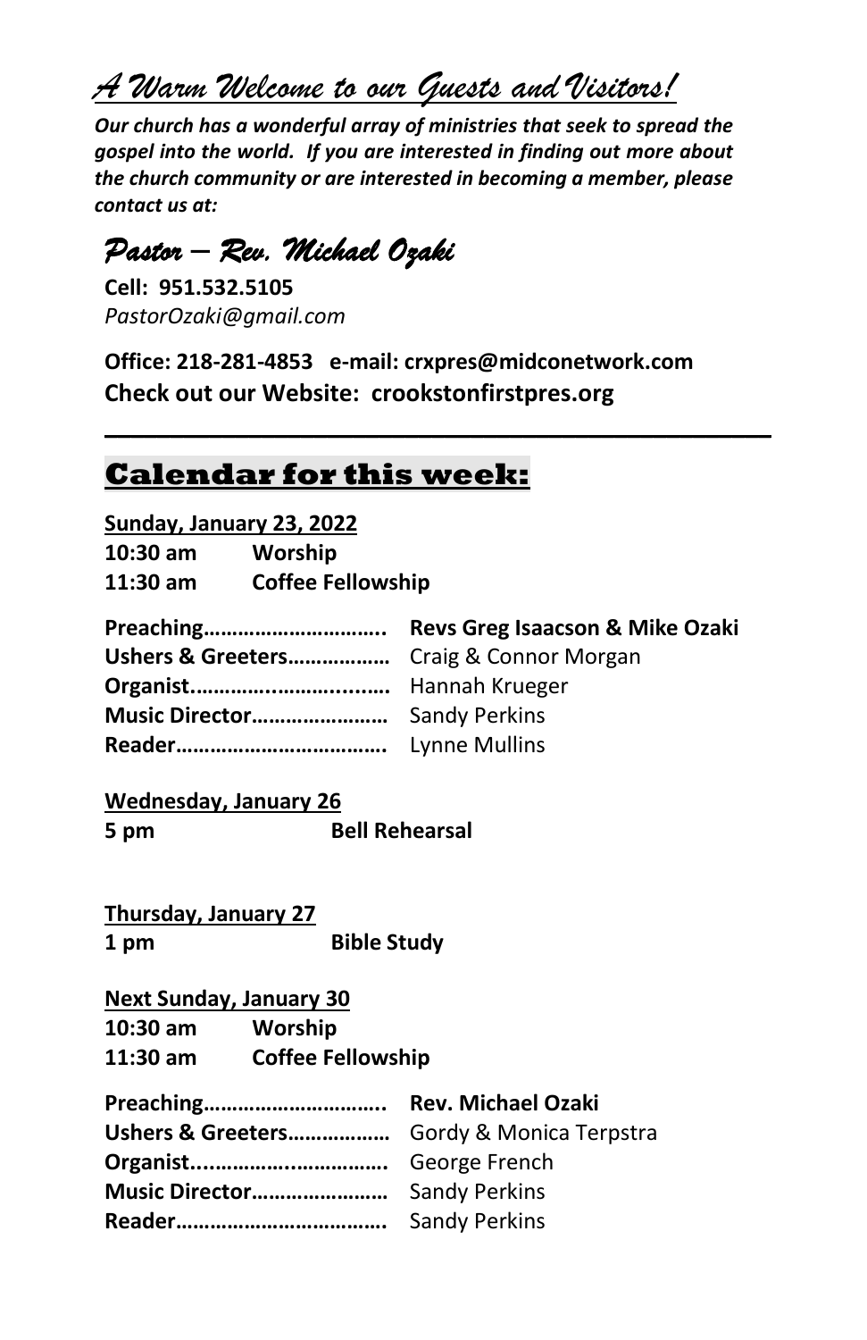# *A Warm Welcome to our Guests and Visitors!*

***Our church has a wonderful array of ministries that seek to spread the gospel into the world. If you are interested in finding out more about the church community or are interested in becoming a member, please contact us at:***

## *Pastor – Rev. Michael Ozaki*

**Cell: 951.532.5105**
*PastorOzaki@gmail.com*

**Office: 218-281-4853 e-mail: crxpres@midconetwork.com**
**Check out our Website: crookstonfirstpres.org**

---

## **Calendar for this week:**

**Sunday, January 23, 2022**

**10:30 am** **Worship**
**11:30 am** **Coffee Fellowship**

**Preaching…………………………..** **Revs Greg Isaacson & Mike Ozaki**
**Ushers & Greeters………………** Craig & Connor Morgan
**Organist.……………..……...…..** Hannah Krueger
**Music Director……………………** Sandy Perkins
**Reader……………………………….** Lynne Mullins

**Wednesday, January 26**

**5 pm** **Bell Rehearsal**

**Thursday, January 27**

**1 pm** **Bible Study**

**Next Sunday, January 30**

**10:30 am** **Worship**
**11:30 am** **Coffee Fellowship**

**Preaching…………………………..** **Rev. Michael Ozaki**
**Ushers & Greeters………………** Gordy & Monica Terpstra
**Organist...............…..…………….** George French
**Music Director……………………** Sandy Perkins
**Reader……………………………….** Sandy Perkins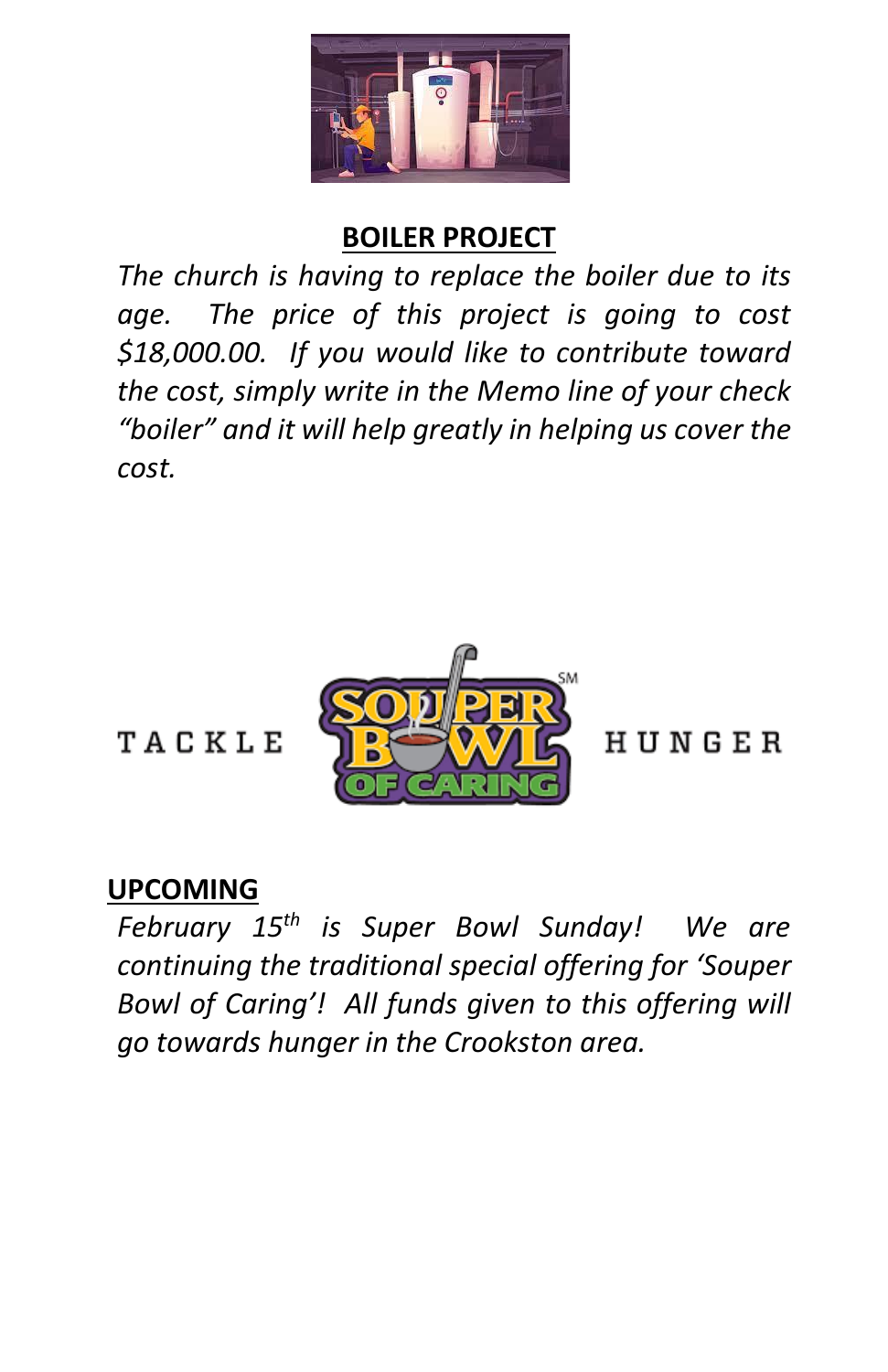## BOILER PROJECT

*The church is having to replace the boiler due to its age. The price of this project is going to cost $18,000.00. If you would like to contribute toward the cost, simply write in the Memo line of your check "boiler" and it will help greatly in helping us cover the cost.*

TACKLE HUNGER

## UPCOMING

*February 15th is Super Bowl Sunday! We are continuing the traditional special offering for 'Souper Bowl of Caring'! All funds given to this offering will go towards hunger in the Crookston area.*